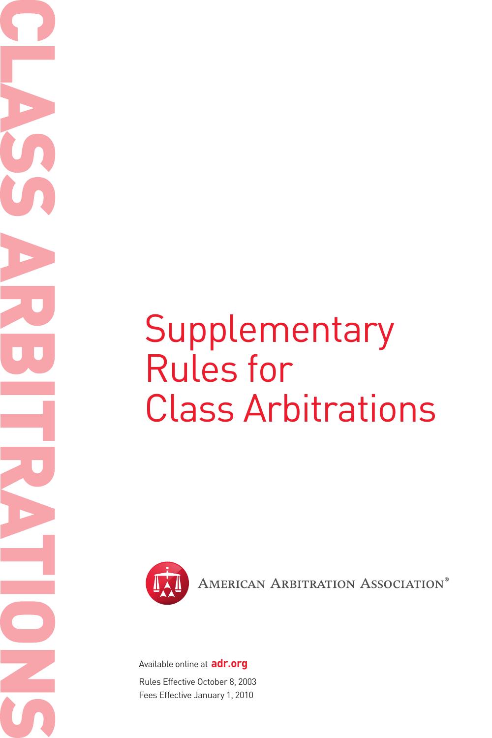CLASS ARBITRATIONS

# Supplementary Rules for Class Arbitrations

AMERICAN ARBITRATION ASSOCIATION®

Available online at **adr.org**

Rules Effective October 8, 2003
Fees Effective January 1, 2010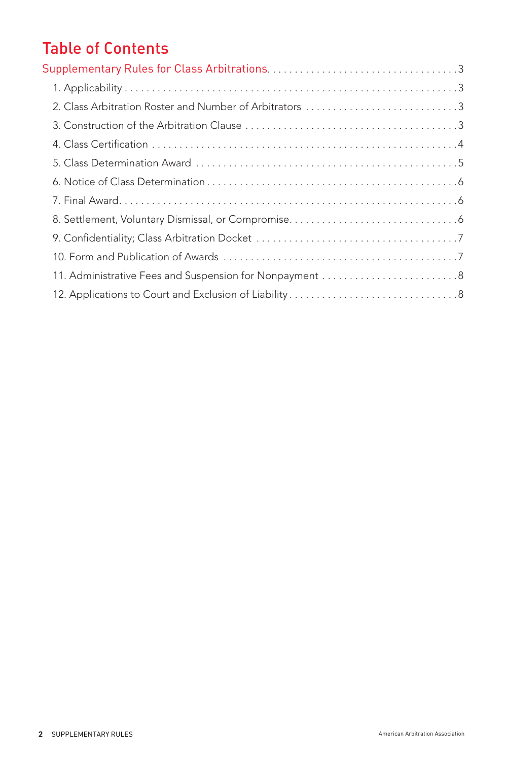# Table of Contents

Supplementary Rules for Class Arbitrations. . . . . . . . . . . . . . . . . . . . . . . . . . . . . . . . . 3

1. Applicability . . . . . . . . . . . . . . . . . . . . . . . . . . . . . . . . . . . . . . . . . . . . . . . . . . . . . . . . . . 3
2. Class Arbitration Roster and Number of Arbitrators . . . . . . . . . . . . . . . . . . . . . . . . . . . 3
3. Construction of the Arbitration Clause . . . . . . . . . . . . . . . . . . . . . . . . . . . . . . . . . . . . . 3
4. Class Certification . . . . . . . . . . . . . . . . . . . . . . . . . . . . . . . . . . . . . . . . . . . . . . . . . . . . . 4
5. Class Determination Award . . . . . . . . . . . . . . . . . . . . . . . . . . . . . . . . . . . . . . . . . . . . . 5
6. Notice of Class Determination . . . . . . . . . . . . . . . . . . . . . . . . . . . . . . . . . . . . . . . . . . . 6
7. Final Award. . . . . . . . . . . . . . . . . . . . . . . . . . . . . . . . . . . . . . . . . . . . . . . . . . . . . . . . . 6
8. Settlement, Voluntary Dismissal, or Compromise. . . . . . . . . . . . . . . . . . . . . . . . . . . . . 6
9. Confidentiality; Class Arbitration Docket . . . . . . . . . . . . . . . . . . . . . . . . . . . . . . . . . . . 7
10. Form and Publication of Awards . . . . . . . . . . . . . . . . . . . . . . . . . . . . . . . . . . . . . . . . . 7
11. Administrative Fees and Suspension for Nonpayment . . . . . . . . . . . . . . . . . . . . . . . . 8
12. Applications to Court and Exclusion of Liability . . . . . . . . . . . . . . . . . . . . . . . . . . . . . 8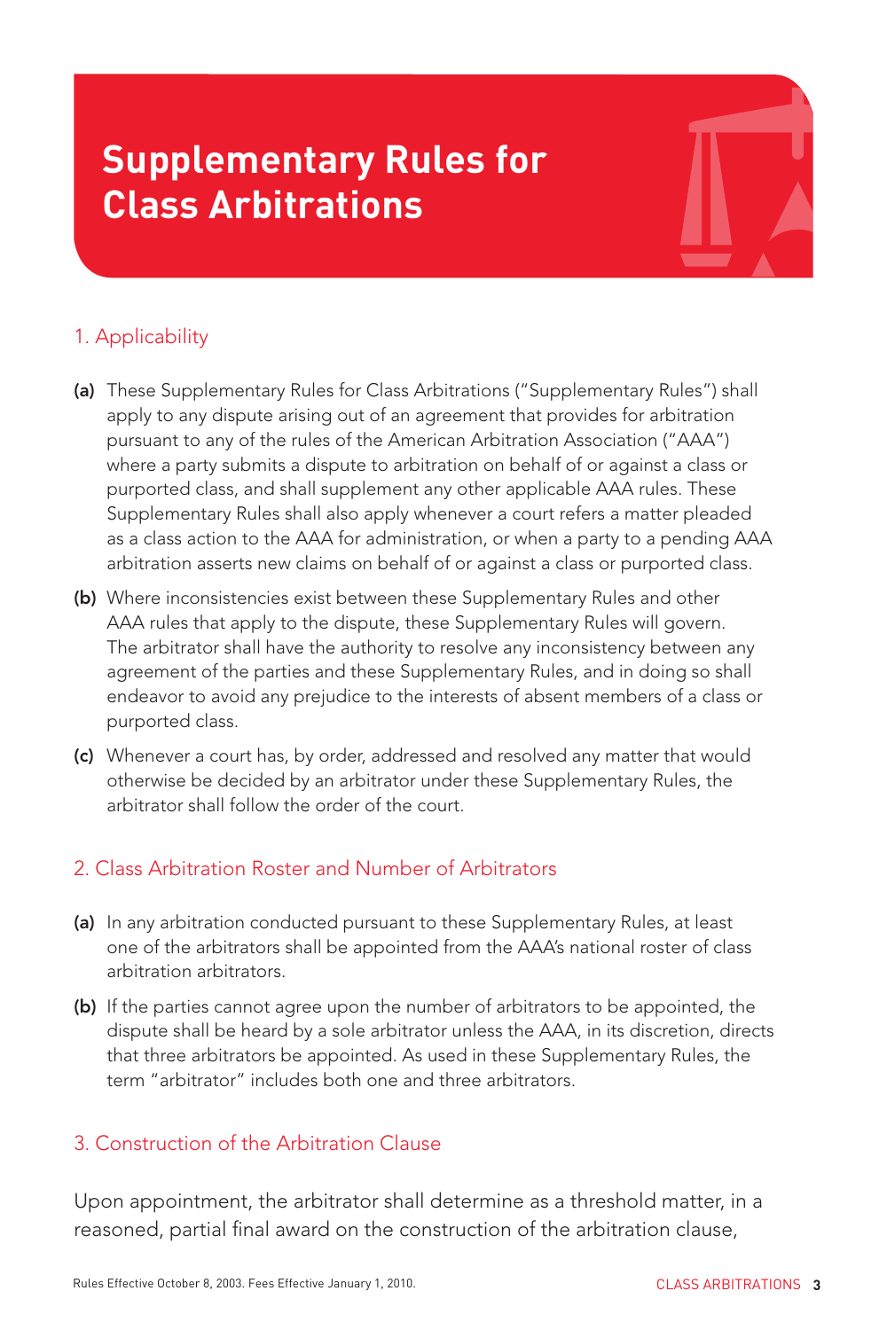# Supplementary Rules for Class Arbitrations

## 1. Applicability

**(a)** These Supplementary Rules for Class Arbitrations ("Supplementary Rules") shall apply to any dispute arising out of an agreement that provides for arbitration pursuant to any of the rules of the American Arbitration Association ("AAA") where a party submits a dispute to arbitration on behalf of or against a class or purported class, and shall supplement any other applicable AAA rules. These Supplementary Rules shall also apply whenever a court refers a matter pleaded as a class action to the AAA for administration, or when a party to a pending AAA arbitration asserts new claims on behalf of or against a class or purported class.

**(b)** Where inconsistencies exist between these Supplementary Rules and other AAA rules that apply to the dispute, these Supplementary Rules will govern. The arbitrator shall have the authority to resolve any inconsistency between any agreement of the parties and these Supplementary Rules, and in doing so shall endeavor to avoid any prejudice to the interests of absent members of a class or purported class.

**(c)** Whenever a court has, by order, addressed and resolved any matter that would otherwise be decided by an arbitrator under these Supplementary Rules, the arbitrator shall follow the order of the court.

## 2. Class Arbitration Roster and Number of Arbitrators

**(a)** In any arbitration conducted pursuant to these Supplementary Rules, at least one of the arbitrators shall be appointed from the AAA's national roster of class arbitration arbitrators.

**(b)** If the parties cannot agree upon the number of arbitrators to be appointed, the dispute shall be heard by a sole arbitrator unless the AAA, in its discretion, directs that three arbitrators be appointed. As used in these Supplementary Rules, the term "arbitrator" includes both one and three arbitrators.

## 3. Construction of the Arbitration Clause

Upon appointment, the arbitrator shall determine as a threshold matter, in a reasoned, partial final award on the construction of the arbitration clause,

Rules Effective October 8, 2003. Fees Effective January 1, 2010.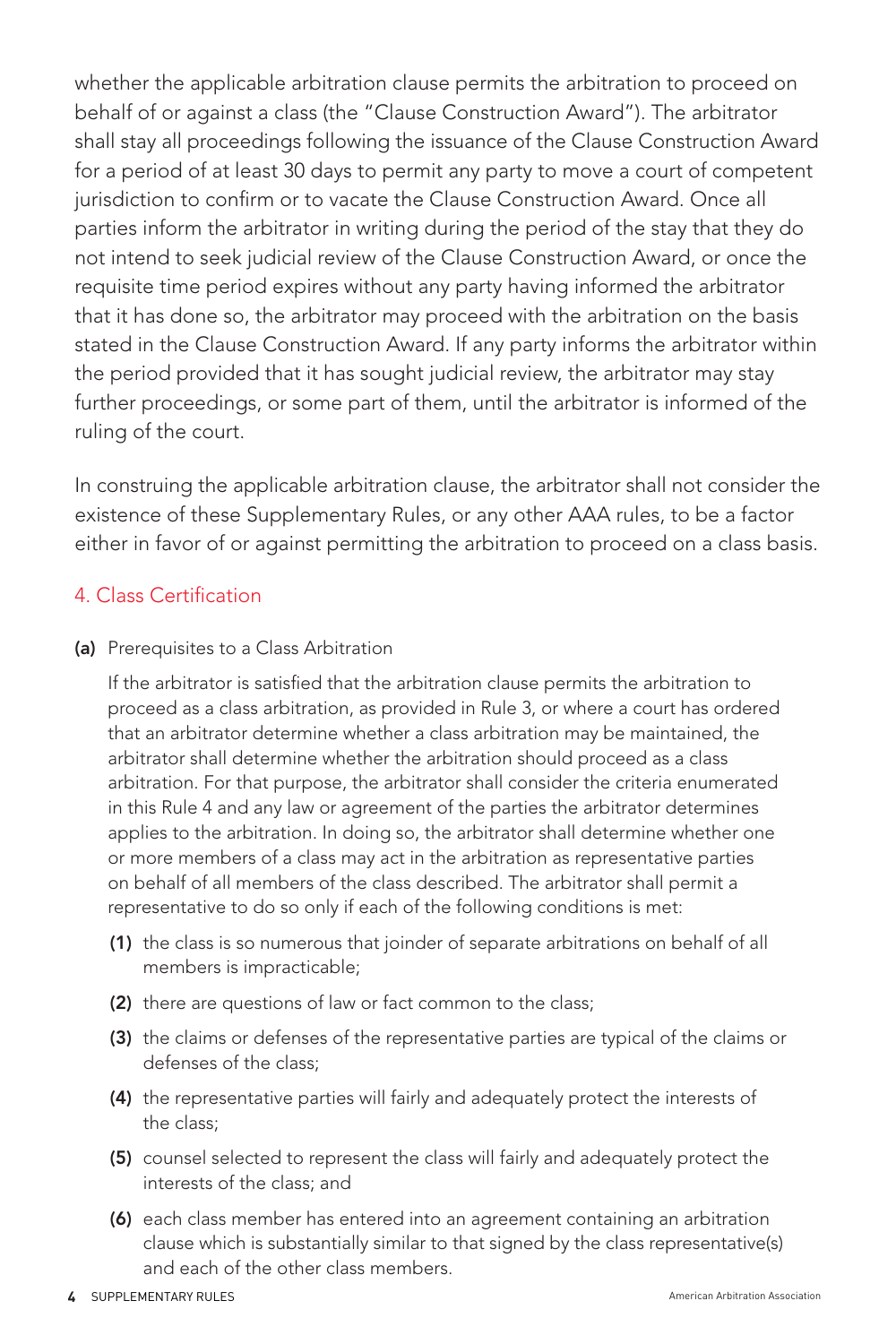whether the applicable arbitration clause permits the arbitration to proceed on behalf of or against a class (the "Clause Construction Award"). The arbitrator shall stay all proceedings following the issuance of the Clause Construction Award for a period of at least 30 days to permit any party to move a court of competent jurisdiction to confirm or to vacate the Clause Construction Award. Once all parties inform the arbitrator in writing during the period of the stay that they do not intend to seek judicial review of the Clause Construction Award, or once the requisite time period expires without any party having informed the arbitrator that it has done so, the arbitrator may proceed with the arbitration on the basis stated in the Clause Construction Award. If any party informs the arbitrator within the period provided that it has sought judicial review, the arbitrator may stay further proceedings, or some part of them, until the arbitrator is informed of the ruling of the court.

In construing the applicable arbitration clause, the arbitrator shall not consider the existence of these Supplementary Rules, or any other AAA rules, to be a factor either in favor of or against permitting the arbitration to proceed on a class basis.

## 4. Class Certification

**(a)** Prerequisites to a Class Arbitration

If the arbitrator is satisfied that the arbitration clause permits the arbitration to proceed as a class arbitration, as provided in Rule 3, or where a court has ordered that an arbitrator determine whether a class arbitration may be maintained, the arbitrator shall determine whether the arbitration should proceed as a class arbitration. For that purpose, the arbitrator shall consider the criteria enumerated in this Rule 4 and any law or agreement of the parties the arbitrator determines applies to the arbitration. In doing so, the arbitrator shall determine whether one or more members of a class may act in the arbitration as representative parties on behalf of all members of the class described. The arbitrator shall permit a representative to do so only if each of the following conditions is met:

**(1)** the class is so numerous that joinder of separate arbitrations on behalf of all members is impracticable;

**(2)** there are questions of law or fact common to the class;

**(3)** the claims or defenses of the representative parties are typical of the claims or defenses of the class;

**(4)** the representative parties will fairly and adequately protect the interests of the class;

**(5)** counsel selected to represent the class will fairly and adequately protect the interests of the class; and

**(6)** each class member has entered into an agreement containing an arbitration clause which is substantially similar to that signed by the class representative(s) and each of the other class members.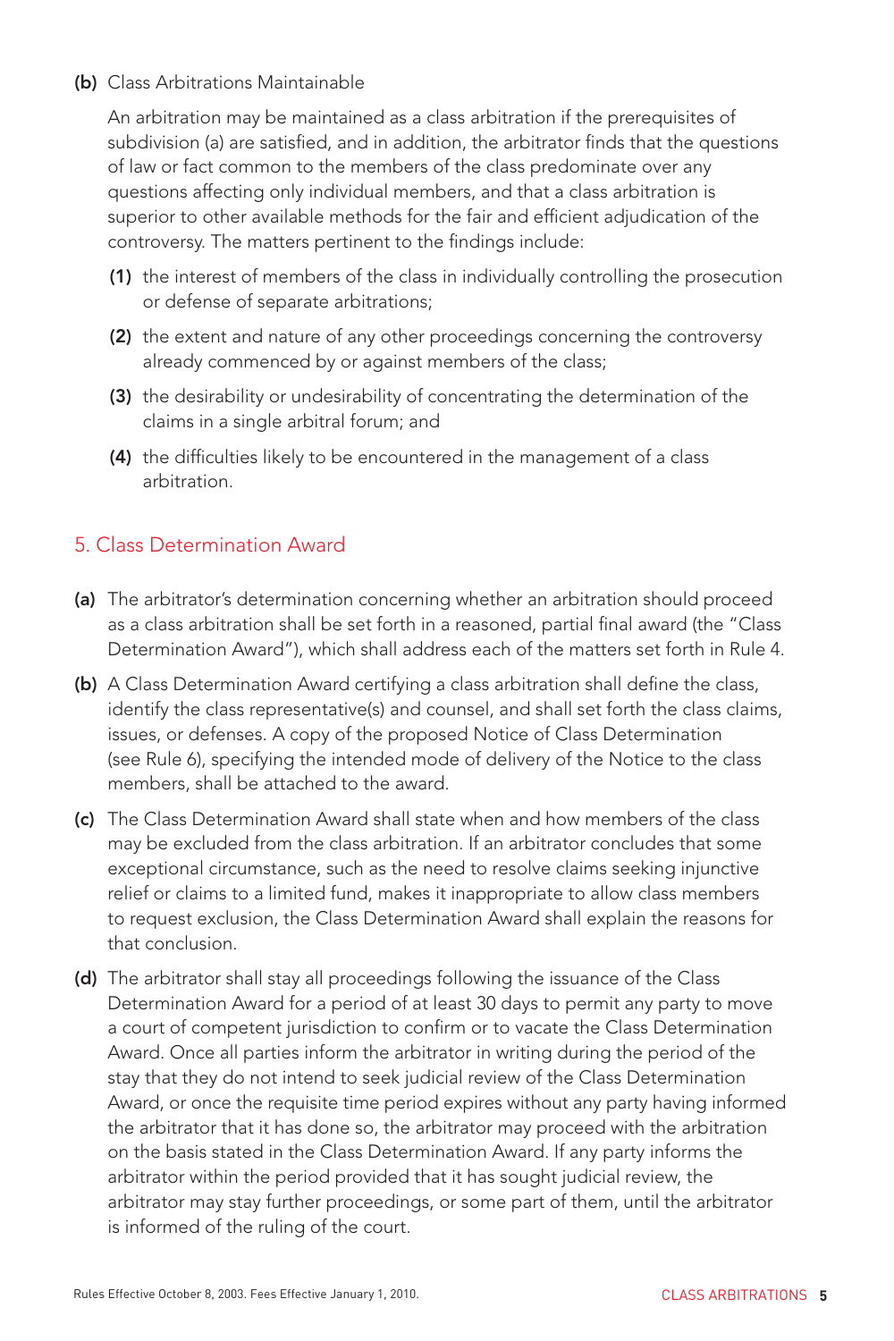**(b)** Class Arbitrations Maintainable

An arbitration may be maintained as a class arbitration if the prerequisites of subdivision (a) are satisfied, and in addition, the arbitrator finds that the questions of law or fact common to the members of the class predominate over any questions affecting only individual members, and that a class arbitration is superior to other available methods for the fair and efficient adjudication of the controversy. The matters pertinent to the findings include:

**(1)** the interest of members of the class in individually controlling the prosecution or defense of separate arbitrations;

**(2)** the extent and nature of any other proceedings concerning the controversy already commenced by or against members of the class;

**(3)** the desirability or undesirability of concentrating the determination of the claims in a single arbitral forum; and

**(4)** the difficulties likely to be encountered in the management of a class arbitration.

## 5. Class Determination Award

**(a)** The arbitrator's determination concerning whether an arbitration should proceed as a class arbitration shall be set forth in a reasoned, partial final award (the "Class Determination Award"), which shall address each of the matters set forth in Rule 4.

**(b)** A Class Determination Award certifying a class arbitration shall define the class, identify the class representative(s) and counsel, and shall set forth the class claims, issues, or defenses. A copy of the proposed Notice of Class Determination (see Rule 6), specifying the intended mode of delivery of the Notice to the class members, shall be attached to the award.

**(c)** The Class Determination Award shall state when and how members of the class may be excluded from the class arbitration. If an arbitrator concludes that some exceptional circumstance, such as the need to resolve claims seeking injunctive relief or claims to a limited fund, makes it inappropriate to allow class members to request exclusion, the Class Determination Award shall explain the reasons for that conclusion.

**(d)** The arbitrator shall stay all proceedings following the issuance of the Class Determination Award for a period of at least 30 days to permit any party to move a court of competent jurisdiction to confirm or to vacate the Class Determination Award. Once all parties inform the arbitrator in writing during the period of the stay that they do not intend to seek judicial review of the Class Determination Award, or once the requisite time period expires without any party having informed the arbitrator that it has done so, the arbitrator may proceed with the arbitration on the basis stated in the Class Determination Award. If any party informs the arbitrator within the period provided that it has sought judicial review, the arbitrator may stay further proceedings, or some part of them, until the arbitrator is informed of the ruling of the court.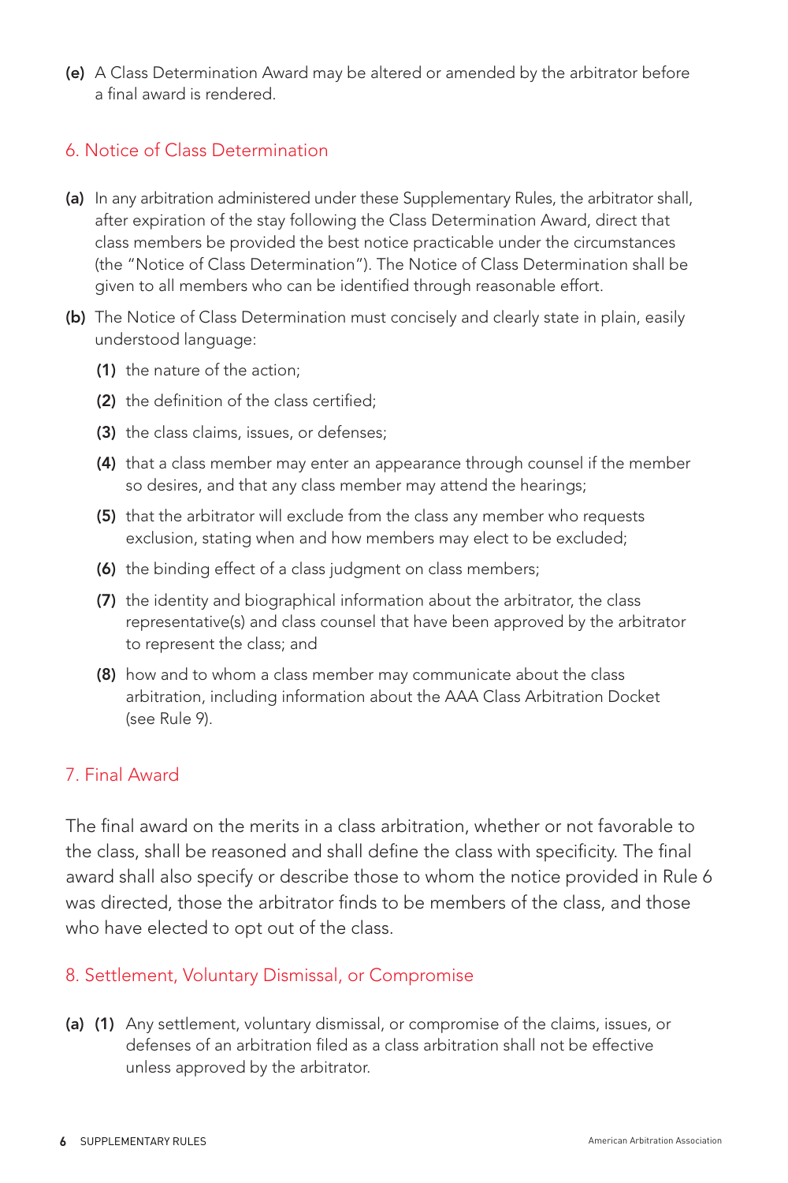**(e)** A Class Determination Award may be altered or amended by the arbitrator before a final award is rendered.

## 6. Notice of Class Determination

**(a)** In any arbitration administered under these Supplementary Rules, the arbitrator shall, after expiration of the stay following the Class Determination Award, direct that class members be provided the best notice practicable under the circumstances (the "Notice of Class Determination"). The Notice of Class Determination shall be given to all members who can be identified through reasonable effort.

**(b)** The Notice of Class Determination must concisely and clearly state in plain, easily understood language:

- **(1)** the nature of the action;
- **(2)** the definition of the class certified;
- **(3)** the class claims, issues, or defenses;
- **(4)** that a class member may enter an appearance through counsel if the member so desires, and that any class member may attend the hearings;
- **(5)** that the arbitrator will exclude from the class any member who requests exclusion, stating when and how members may elect to be excluded;
- **(6)** the binding effect of a class judgment on class members;
- **(7)** the identity and biographical information about the arbitrator, the class representative(s) and class counsel that have been approved by the arbitrator to represent the class; and
- **(8)** how and to whom a class member may communicate about the class arbitration, including information about the AAA Class Arbitration Docket (see Rule 9).

## 7. Final Award

The final award on the merits in a class arbitration, whether or not favorable to the class, shall be reasoned and shall define the class with specificity. The final award shall also specify or describe those to whom the notice provided in Rule 6 was directed, those the arbitrator finds to be members of the class, and those who have elected to opt out of the class.

## 8. Settlement, Voluntary Dismissal, or Compromise

**(a) (1)** Any settlement, voluntary dismissal, or compromise of the claims, issues, or defenses of an arbitration filed as a class arbitration shall not be effective unless approved by the arbitrator.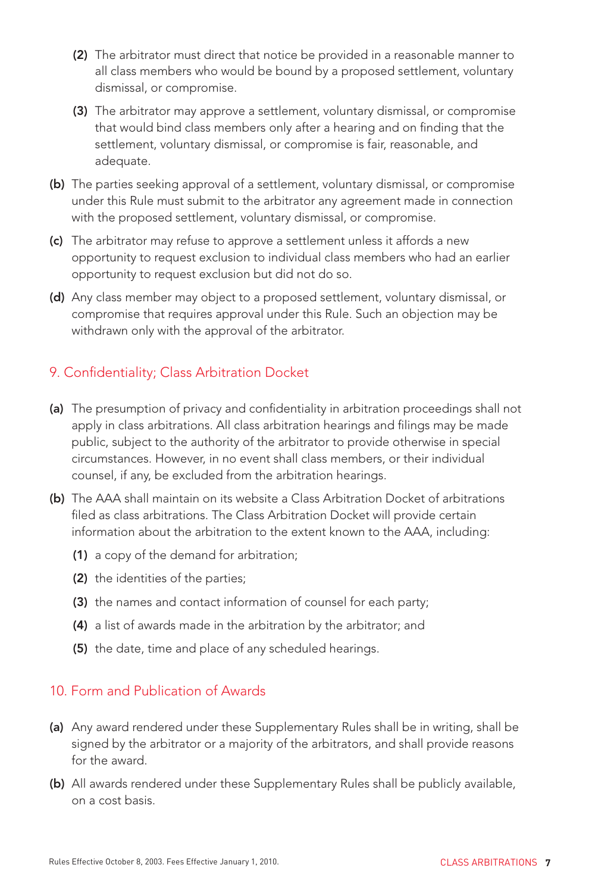(2) The arbitrator must direct that notice be provided in a reasonable manner to all class members who would be bound by a proposed settlement, voluntary dismissal, or compromise.

(3) The arbitrator may approve a settlement, voluntary dismissal, or compromise that would bind class members only after a hearing and on finding that the settlement, voluntary dismissal, or compromise is fair, reasonable, and adequate.

**(b)** The parties seeking approval of a settlement, voluntary dismissal, or compromise under this Rule must submit to the arbitrator any agreement made in connection with the proposed settlement, voluntary dismissal, or compromise.

**(c)** The arbitrator may refuse to approve a settlement unless it affords a new opportunity to request exclusion to individual class members who had an earlier opportunity to request exclusion but did not do so.

**(d)** Any class member may object to a proposed settlement, voluntary dismissal, or compromise that requires approval under this Rule. Such an objection may be withdrawn only with the approval of the arbitrator.

## 9. Confidentiality; Class Arbitration Docket

**(a)** The presumption of privacy and confidentiality in arbitration proceedings shall not apply in class arbitrations. All class arbitration hearings and filings may be made public, subject to the authority of the arbitrator to provide otherwise in special circumstances. However, in no event shall class members, or their individual counsel, if any, be excluded from the arbitration hearings.

**(b)** The AAA shall maintain on its website a Class Arbitration Docket of arbitrations filed as class arbitrations. The Class Arbitration Docket will provide certain information about the arbitration to the extent known to the AAA, including:

**(1)** a copy of the demand for arbitration;

**(2)** the identities of the parties;

**(3)** the names and contact information of counsel for each party;

**(4)** a list of awards made in the arbitration by the arbitrator; and

**(5)** the date, time and place of any scheduled hearings.

## 10. Form and Publication of Awards

**(a)** Any award rendered under these Supplementary Rules shall be in writing, shall be signed by the arbitrator or a majority of the arbitrators, and shall provide reasons for the award.

**(b)** All awards rendered under these Supplementary Rules shall be publicly available, on a cost basis.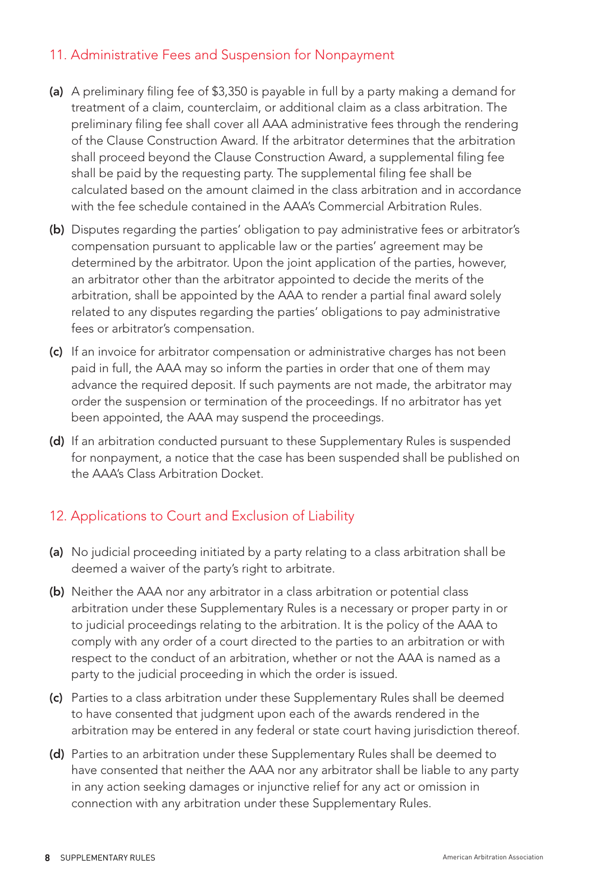## 11. Administrative Fees and Suspension for Nonpayment

**(a)** A preliminary filing fee of $3,350 is payable in full by a party making a demand for treatment of a claim, counterclaim, or additional claim as a class arbitration. The preliminary filing fee shall cover all AAA administrative fees through the rendering of the Clause Construction Award. If the arbitrator determines that the arbitration shall proceed beyond the Clause Construction Award, a supplemental filing fee shall be paid by the requesting party. The supplemental filing fee shall be calculated based on the amount claimed in the class arbitration and in accordance with the fee schedule contained in the AAA's Commercial Arbitration Rules.

**(b)** Disputes regarding the parties' obligation to pay administrative fees or arbitrator's compensation pursuant to applicable law or the parties' agreement may be determined by the arbitrator. Upon the joint application of the parties, however, an arbitrator other than the arbitrator appointed to decide the merits of the arbitration, shall be appointed by the AAA to render a partial final award solely related to any disputes regarding the parties' obligations to pay administrative fees or arbitrator's compensation.

**(c)** If an invoice for arbitrator compensation or administrative charges has not been paid in full, the AAA may so inform the parties in order that one of them may advance the required deposit. If such payments are not made, the arbitrator may order the suspension or termination of the proceedings. If no arbitrator has yet been appointed, the AAA may suspend the proceedings.

**(d)** If an arbitration conducted pursuant to these Supplementary Rules is suspended for nonpayment, a notice that the case has been suspended shall be published on the AAA's Class Arbitration Docket.

## 12. Applications to Court and Exclusion of Liability

**(a)** No judicial proceeding initiated by a party relating to a class arbitration shall be deemed a waiver of the party's right to arbitrate.

**(b)** Neither the AAA nor any arbitrator in a class arbitration or potential class arbitration under these Supplementary Rules is a necessary or proper party in or to judicial proceedings relating to the arbitration. It is the policy of the AAA to comply with any order of a court directed to the parties to an arbitration or with respect to the conduct of an arbitration, whether or not the AAA is named as a party to the judicial proceeding in which the order is issued.

**(c)** Parties to a class arbitration under these Supplementary Rules shall be deemed to have consented that judgment upon each of the awards rendered in the arbitration may be entered in any federal or state court having jurisdiction thereof.

**(d)** Parties to an arbitration under these Supplementary Rules shall be deemed to have consented that neither the AAA nor any arbitrator shall be liable to any party in any action seeking damages or injunctive relief for any act or omission in connection with any arbitration under these Supplementary Rules.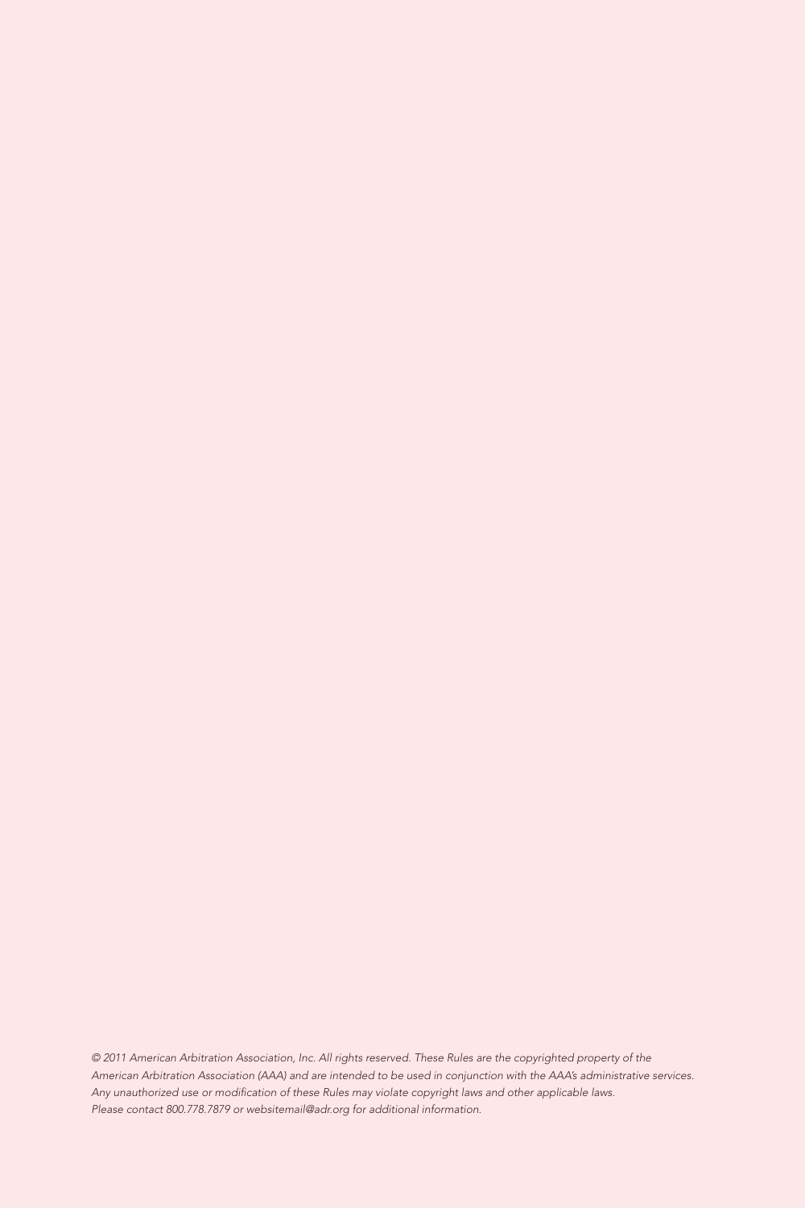*© 2011 American Arbitration Association, Inc. All rights reserved. These Rules are the copyrighted property of the American Arbitration Association (AAA) and are intended to be used in conjunction with the AAA's administrative services. Any unauthorized use or modification of these Rules may violate copyright laws and other applicable laws. Please contact 800.778.7879 or websitemail@adr.org for additional information.*